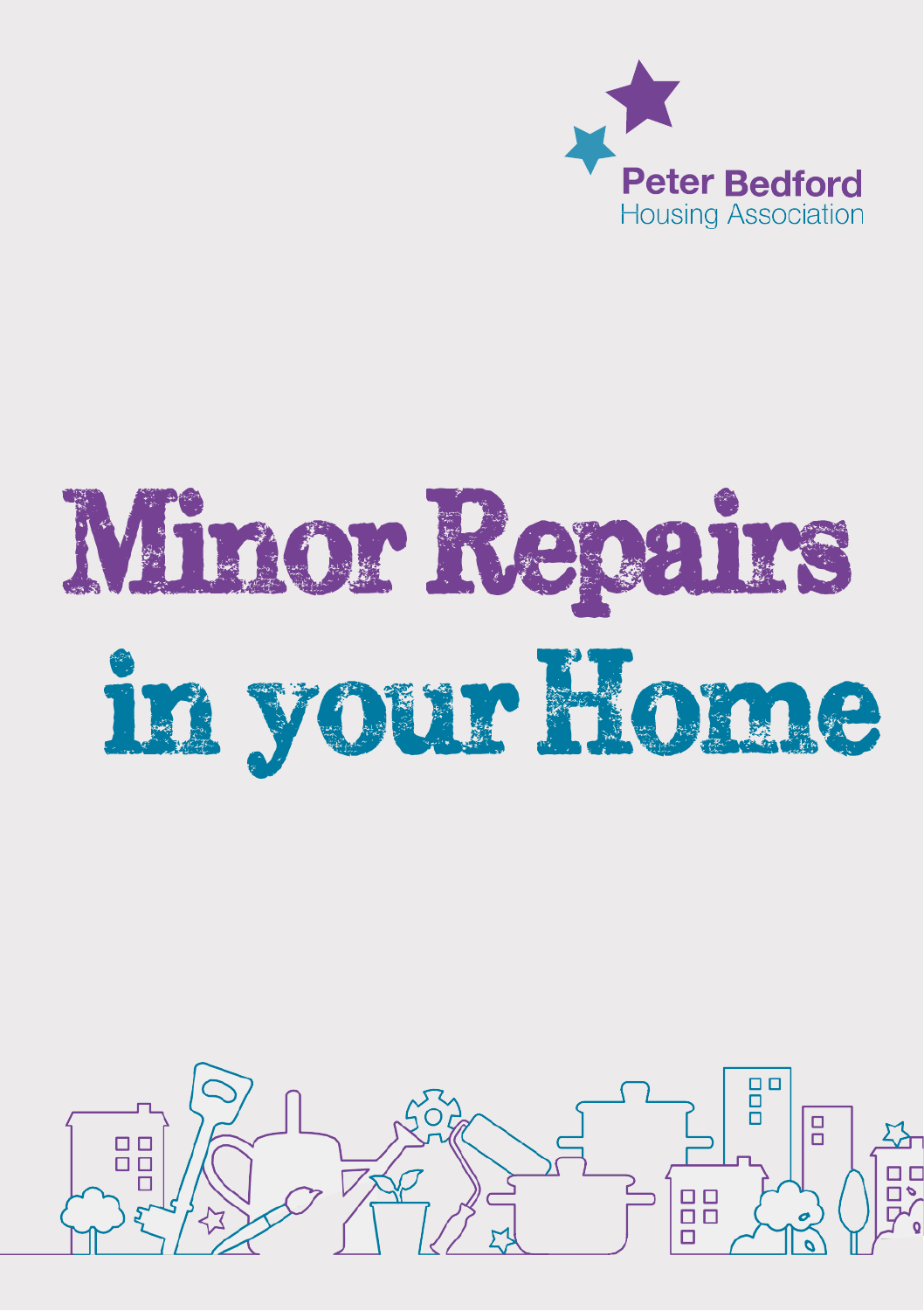Peter Bedford
Housing Association

# Minor Repairs in your Home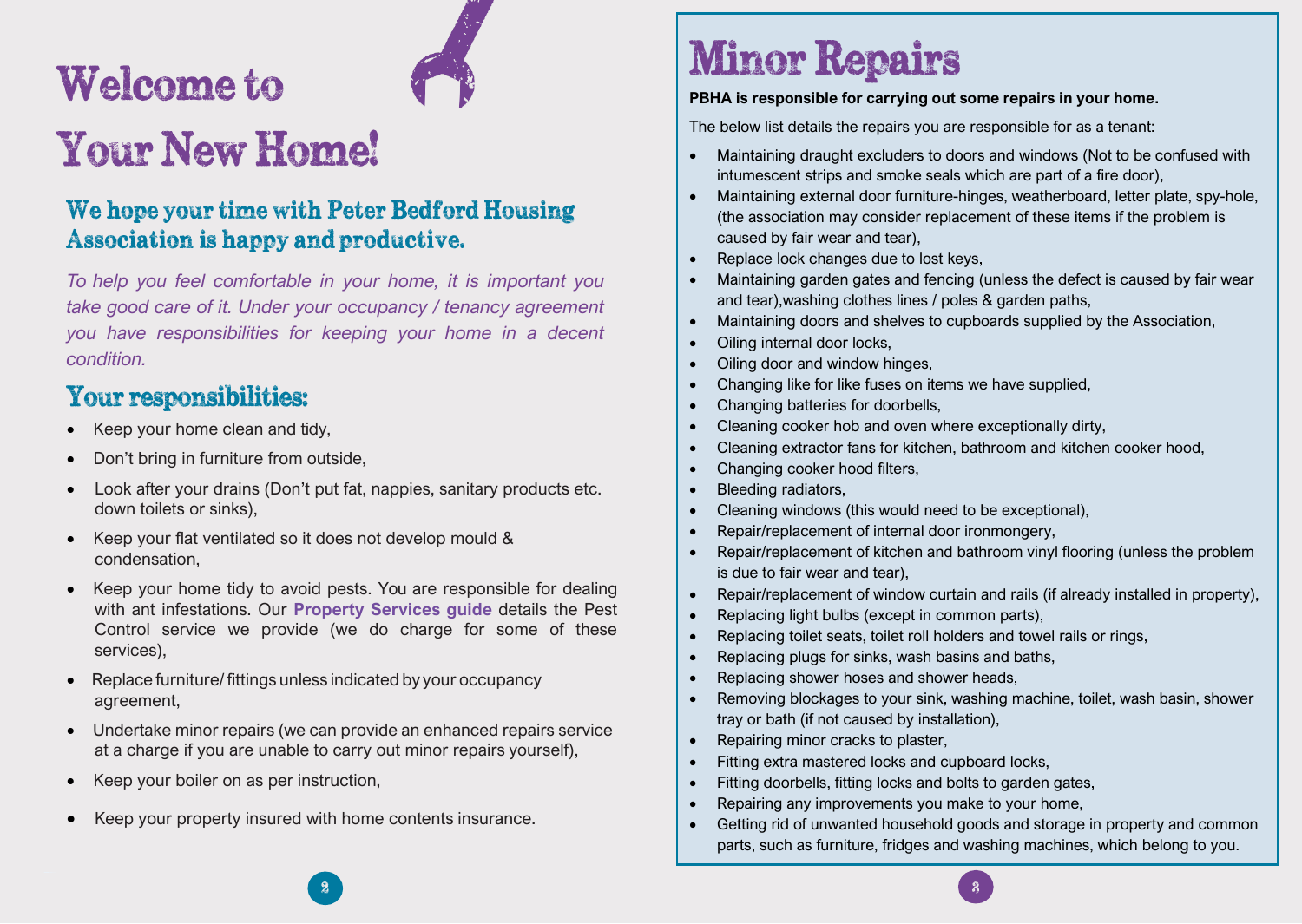# Welcome to Your New Home!

## We hope your time with Peter Bedford Housing Association is happy and productive.

*To help you feel comfortable in your home, it is important you take good care of it. Under your occupancy / tenancy agreement you have responsibilities for keeping your home in a decent condition.*

## Your responsibilities:

- Keep your home clean and tidy,
- Don't bring in furniture from outside,
- Look after your drains (Don't put fat, nappies, sanitary products etc. down toilets or sinks),
- Keep your flat ventilated so it does not develop mould & condensation,
- Keep your home tidy to avoid pests. You are responsible for dealing with ant infestations. Our **Property Services guide** details the Pest Control service we provide (we do charge for some of these services),
- Replace furniture/ fittings unless indicated by your occupancy agreement,
- Undertake minor repairs (we can provide an enhanced repairs service at a charge if you are unable to carry out minor repairs yourself),
- Keep your boiler on as per instruction,
- Keep your property insured with home contents insurance.

# Minor Repairs

**PBHA is responsible for carrying out some repairs in your home.**

The below list details the repairs you are responsible for as a tenant:

- Maintaining draught excluders to doors and windows (Not to be confused with intumescent strips and smoke seals which are part of a fire door),
- Maintaining external door furniture-hinges, weatherboard, letter plate, spy-hole, (the association may consider replacement of these items if the problem is caused by fair wear and tear),
- Replace lock changes due to lost keys,
- Maintaining garden gates and fencing (unless the defect is caused by fair wear and tear),washing clothes lines / poles & garden paths,
- Maintaining doors and shelves to cupboards supplied by the Association,
- Oiling internal door locks,
- Oiling door and window hinges,
- Changing like for like fuses on items we have supplied,
- Changing batteries for doorbells,
- Cleaning cooker hob and oven where exceptionally dirty,
- Cleaning extractor fans for kitchen, bathroom and kitchen cooker hood,
- Changing cooker hood filters,
- Bleeding radiators,
- Cleaning windows (this would need to be exceptional),
- Repair/replacement of internal door ironmongery,
- Repair/replacement of kitchen and bathroom vinyl flooring (unless the problem is due to fair wear and tear),
- Repair/replacement of window curtain and rails (if already installed in property),
- Replacing light bulbs (except in common parts),
- Replacing toilet seats, toilet roll holders and towel rails or rings,
- Replacing plugs for sinks, wash basins and baths,
- Replacing shower hoses and shower heads,
- Removing blockages to your sink, washing machine, toilet, wash basin, shower tray or bath (if not caused by installation),
- Repairing minor cracks to plaster,
- Fitting extra mastered locks and cupboard locks,
- Fitting doorbells, fitting locks and bolts to garden gates,
- Repairing any improvements you make to your home,
- Getting rid of unwanted household goods and storage in property and common parts, such as furniture, fridges and washing machines, which belong to you.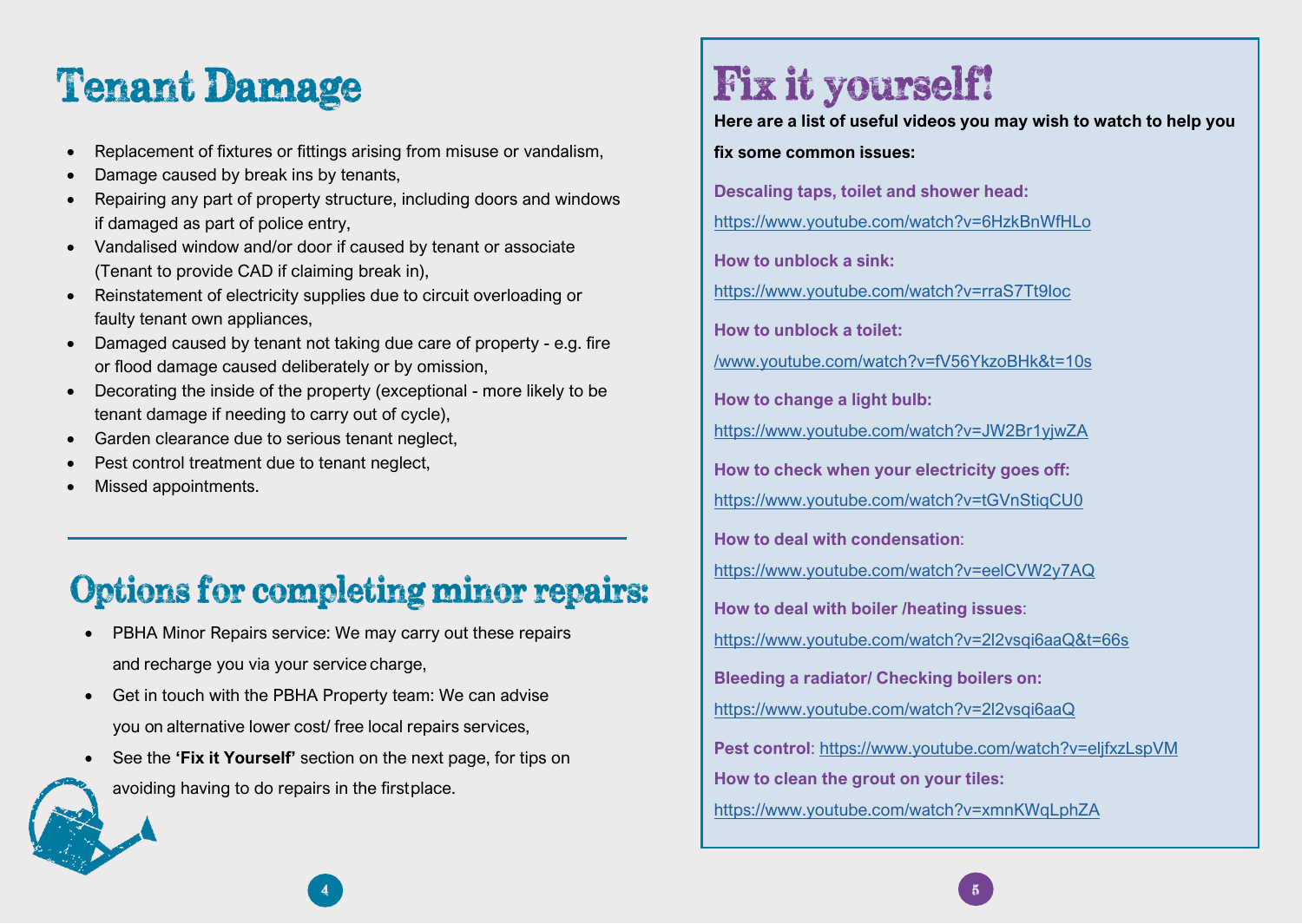# Tenant Damage

- Replacement of fixtures or fittings arising from misuse or vandalism,
- Damage caused by break ins by tenants,
- Repairing any part of property structure, including doors and windows if damaged as part of police entry,
- Vandalised window and/or door if caused by tenant or associate (Tenant to provide CAD if claiming break in),
- Reinstatement of electricity supplies due to circuit overloading or faulty tenant own appliances,
- Damaged caused by tenant not taking due care of property - e.g. fire or flood damage caused deliberately or by omission,
- Decorating the inside of the property (exceptional - more likely to be tenant damage if needing to carry out of cycle),
- Garden clearance due to serious tenant neglect,
- Pest control treatment due to tenant neglect,
- Missed appointments.

# Options for completing minor repairs:

- PBHA Minor Repairs service: We may carry out these repairs and recharge you via your service charge,
- Get in touch with the PBHA Property team: We can advise you on alternative lower cost/ free local repairs services,
- See the **'Fix it Yourself'** section on the next page, for tips on avoiding having to do repairs in the first place.

# Fix it yourself!

**Here are a list of useful videos you may wish to watch to help you fix some common issues:**

**Descaling taps, toilet and shower head:**
https://www.youtube.com/watch?v=6HzkBnWfHLo

**How to unblock a sink:**
https://www.youtube.com/watch?v=rraS7Tt9loc

**How to unblock a toilet:**
/www.youtube.com/watch?v=fV56YkzoBHk&t=10s

**How to change a light bulb:**
https://www.youtube.com/watch?v=JW2Br1yjwZA

**How to check when your electricity goes off:**
https://www.youtube.com/watch?v=tGVnStiqCU0

**How to deal with condensation**:
https://www.youtube.com/watch?v=eelCVW2y7AQ

**How to deal with boiler /heating issues**:
https://www.youtube.com/watch?v=2l2vsqi6aaQ&t=66s

**Bleeding a radiator/ Checking boilers on:**
https://www.youtube.com/watch?v=2l2vsqi6aaQ

**Pest control**: https://www.youtube.com/watch?v=eljfxzLspVM

**How to clean the grout on your tiles:**
https://www.youtube.com/watch?v=xmnKWqLphZA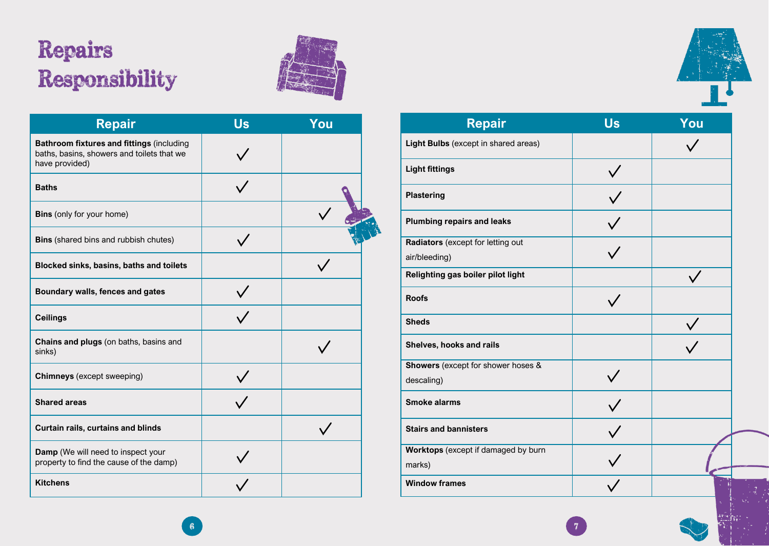# Repairs Responsibility

| Repair | Us | You |
|---|---|---|
| **Bathroom fixtures and fittings** (including baths, basins, showers and toilets that we have provided) | ✓ | |
| **Baths** | ✓ | |
| **Bins** (only for your home) | | ✓ |
| **Bins** (shared bins and rubbish chutes) | ✓ | |
| **Blocked sinks, basins, baths and toilets** | | ✓ |
| **Boundary walls, fences and gates** | ✓ | |
| **Ceilings** | ✓ | |
| **Chains and plugs** (on baths, basins and sinks) | | ✓ |
| **Chimneys** (except sweeping) | ✓ | |
| **Shared areas** | ✓ | |
| **Curtain rails, curtains and blinds** | | ✓ |
| **Damp** (We will need to inspect your property to find the cause of the damp) | ✓ | |
| **Kitchens** | ✓ | |

| Repair | Us | You |
|---|---|---|
| **Light Bulbs** (except in shared areas) | | ✓ |
| **Light fittings** | ✓ | |
| **Plastering** | ✓ | |
| **Plumbing repairs and leaks** | ✓ | |
| **Radiators** (except for letting out air/bleeding) | ✓ | |
| **Relighting gas boiler pilot light** | | ✓ |
| **Roofs** | ✓ | |
| **Sheds** | | ✓ |
| **Shelves, hooks and rails** | | ✓ |
| **Showers** (except for shower hoses & descaling) | ✓ | |
| **Smoke alarms** | ✓ | |
| **Stairs and bannisters** | ✓ | |
| **Worktops** (except if damaged by burn marks) | ✓ | |
| **Window frames** | ✓ | |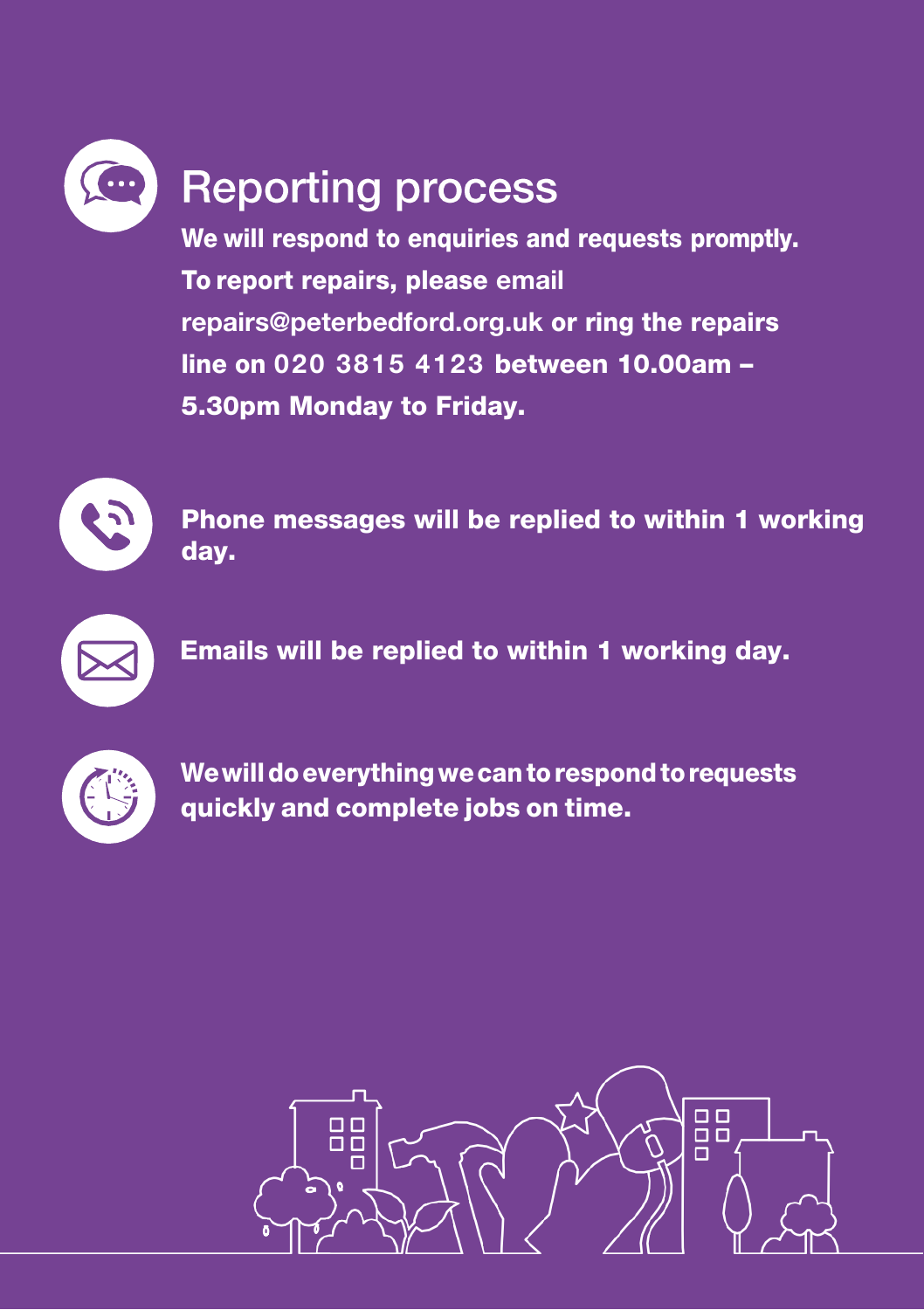# Reporting process

**We will respond to enquiries and requests promptly. To report repairs, please email repairs@peterbedford.org.uk or ring the repairs line on 020 3815 4123 between 10.00am – 5.30pm Monday to Friday.**

**Phone messages will be replied to within 1 working day.**

**Emails will be replied to within 1 working day.**

**We will do everything we can to respond to requests quickly and complete jobs on time.**